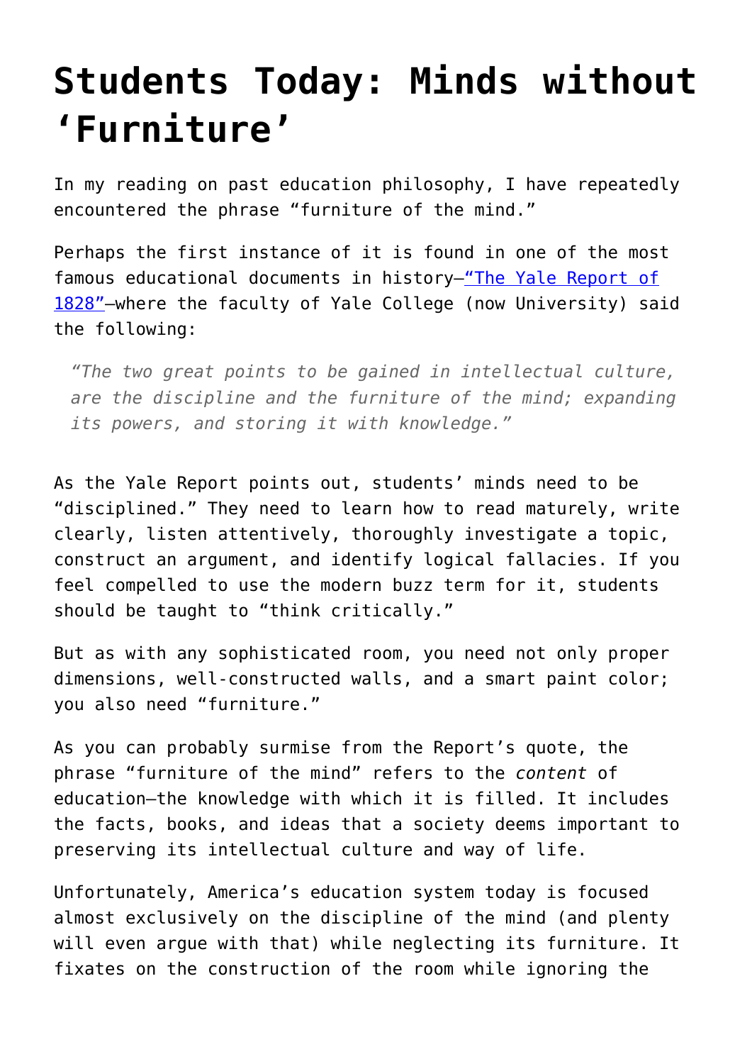# Students Today: Minds without 'Furniture'

In my reading on past education philosophy, I have repeatedly encountered the phrase "furniture of the mind."

Perhaps the first instance of it is found in one of the most famous educational documents in history—"The Yale Report of 1828"—where the faculty of Yale College (now University) said the following:

> *"The two great points to be gained in intellectual culture, are the discipline and the furniture of the mind; expanding its powers, and storing it with knowledge."*

As the Yale Report points out, students' minds need to be "disciplined." They need to learn how to read maturely, write clearly, listen attentively, thoroughly investigate a topic, construct an argument, and identify logical fallacies. If you feel compelled to use the modern buzz term for it, students should be taught to "think critically."

But as with any sophisticated room, you need not only proper dimensions, well-constructed walls, and a smart paint color; you also need "furniture."

As you can probably surmise from the Report's quote, the phrase "furniture of the mind" refers to the *content* of education—the knowledge with which it is filled. It includes the facts, books, and ideas that a society deems important to preserving its intellectual culture and way of life.

Unfortunately, America's education system today is focused almost exclusively on the discipline of the mind (and plenty will even argue with that) while neglecting its furniture. It fixates on the construction of the room while ignoring the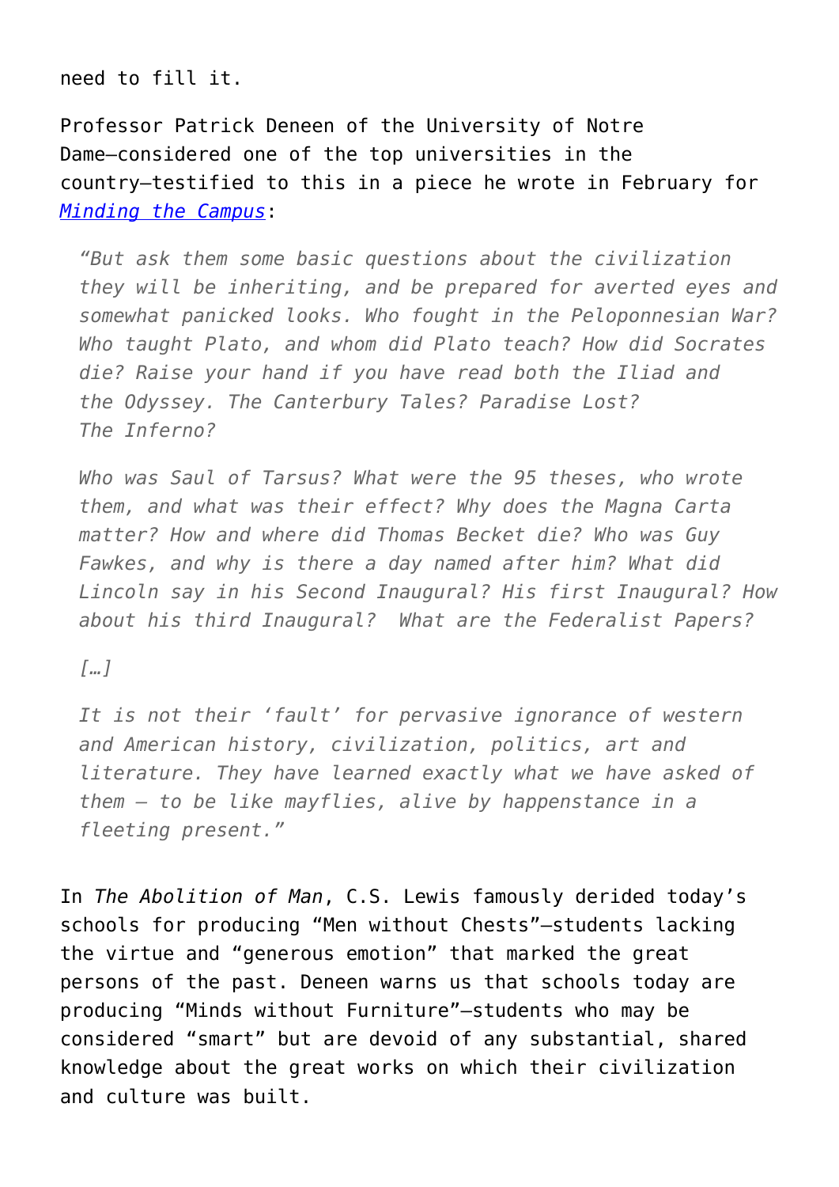need to fill it.

Professor Patrick Deneen of the University of Notre Dame—considered one of the top universities in the country—testified to this in a piece he wrote in February for [*Minding the Campus*]():

> *"But ask them some basic questions about the civilization they will be inheriting, and be prepared for averted eyes and somewhat panicked looks. Who fought in the Peloponnesian War? Who taught Plato, and whom did Plato teach? How did Socrates die? Raise your hand if you have read both the Iliad and the Odyssey. The Canterbury Tales? Paradise Lost? The Inferno?*
>
> *Who was Saul of Tarsus? What were the 95 theses, who wrote them, and what was their effect? Why does the Magna Carta matter? How and where did Thomas Becket die? Who was Guy Fawkes, and why is there a day named after him? What did Lincoln say in his Second Inaugural? His first Inaugural? How about his third Inaugural?  What are the Federalist Papers?*
>
> *[…]*
>
> *It is not their 'fault' for pervasive ignorance of western and American history, civilization, politics, art and literature. They have learned exactly what we have asked of them – to be like mayflies, alive by happenstance in a fleeting present."*

In *The Abolition of Man*, C.S. Lewis famously derided today's schools for producing "Men without Chests"—students lacking the virtue and "generous emotion" that marked the great persons of the past. Deneen warns us that schools today are producing "Minds without Furniture"—students who may be considered "smart" but are devoid of any substantial, shared knowledge about the great works on which their civilization and culture was built.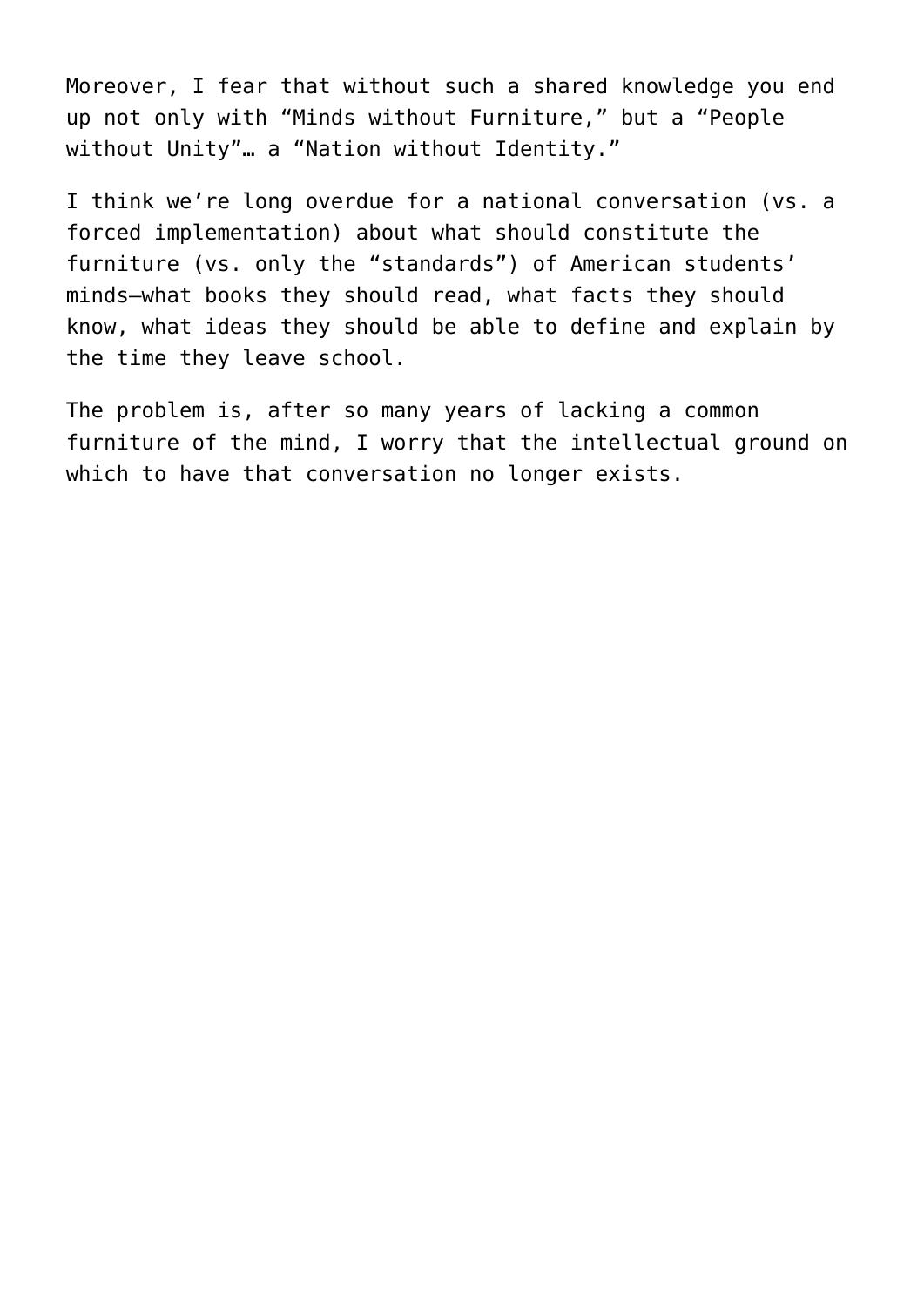Moreover, I fear that without such a shared knowledge you end up not only with “Minds without Furniture,” but a “People without Unity”… a “Nation without Identity.”

I think we’re long overdue for a national conversation (vs. a forced implementation) about what should constitute the furniture (vs. only the “standards”) of American students’ minds—what books they should read, what facts they should know, what ideas they should be able to define and explain by the time they leave school.

The problem is, after so many years of lacking a common furniture of the mind, I worry that the intellectual ground on which to have that conversation no longer exists.